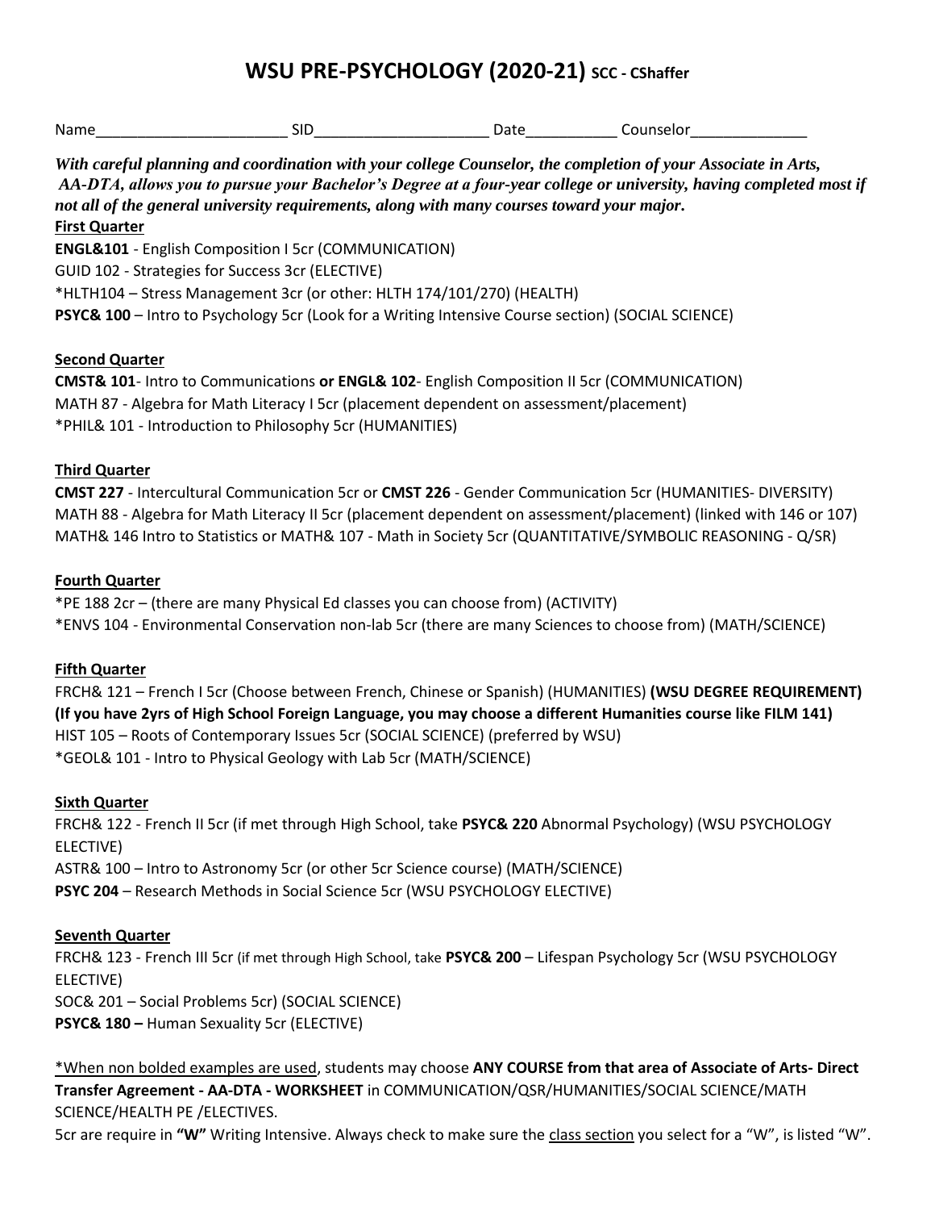# WSU PRE-PSYCHOLOGY (2020-21) SCC - CShaffer

Name______________________ SID____________________ Date__________ Counselor_____________

***With careful planning and coordination with your college Counselor, the completion of your Associate in Arts, AA-DTA, allows you to pursue your Bachelor's Degree at a four-year college or university, having completed most if not all of the general university requirements, along with many courses toward your major.***

**First Quarter**

**ENGL&101** - English Composition I 5cr (COMMUNICATION)
GUID 102 - Strategies for Success 3cr (ELECTIVE)
*HLTH104 – Stress Management 3cr (or other: HLTH 174/101/270) (HEALTH)
**PSYC& 100** – Intro to Psychology 5cr (Look for a Writing Intensive Course section) (SOCIAL SCIENCE)

**Second Quarter**

**CMST& 101**- Intro to Communications **or ENGL& 102**- English Composition II 5cr (COMMUNICATION)
MATH 87 - Algebra for Math Literacy I 5cr (placement dependent on assessment/placement)
*PHIL& 101 - Introduction to Philosophy 5cr (HUMANITIES)

**Third Quarter**

**CMST 227** - Intercultural Communication 5cr or **CMST 226** - Gender Communication 5cr (HUMANITIES- DIVERSITY)
MATH 88 - Algebra for Math Literacy II 5cr (placement dependent on assessment/placement) (linked with 146 or 107)
MATH& 146 Intro to Statistics or MATH& 107 - Math in Society 5cr (QUANTITATIVE/SYMBOLIC REASONING - Q/SR)

**Fourth Quarter**

*PE 188 2cr – (there are many Physical Ed classes you can choose from) (ACTIVITY)
*ENVS 104 - Environmental Conservation non-lab 5cr (there are many Sciences to choose from) (MATH/SCIENCE)

**Fifth Quarter**

FRCH& 121 – French I 5cr (Choose between French, Chinese or Spanish) (HUMANITIES) **(WSU DEGREE REQUIREMENT)**
**(If you have 2yrs of High School Foreign Language, you may choose a different Humanities course like FILM 141)**
HIST 105 – Roots of Contemporary Issues 5cr (SOCIAL SCIENCE) (preferred by WSU)
*GEOL& 101 - Intro to Physical Geology with Lab 5cr (MATH/SCIENCE)

**Sixth Quarter**

FRCH& 122 - French II 5cr (if met through High School, take **PSYC& 220** Abnormal Psychology) (WSU PSYCHOLOGY ELECTIVE)
ASTR& 100 – Intro to Astronomy 5cr (or other 5cr Science course) (MATH/SCIENCE)
**PSYC 204** – Research Methods in Social Science 5cr (WSU PSYCHOLOGY ELECTIVE)

**Seventh Quarter**

FRCH& 123 - French III 5cr (if met through High School, take **PSYC& 200** – Lifespan Psychology 5cr (WSU PSYCHOLOGY ELECTIVE)
SOC& 201 – Social Problems 5cr) (SOCIAL SCIENCE)
**PSYC& 180 –** Human Sexuality 5cr (ELECTIVE)

*When non bolded examples are used, students may choose **ANY COURSE from that area of Associate of Arts- Direct Transfer Agreement - AA-DTA - WORKSHEET** in COMMUNICATION/QSR/HUMANITIES/SOCIAL SCIENCE/MATH SCIENCE/HEALTH PE /ELECTIVES.

5cr are require in **"W"** Writing Intensive. Always check to make sure the class section you select for a "W", is listed "W".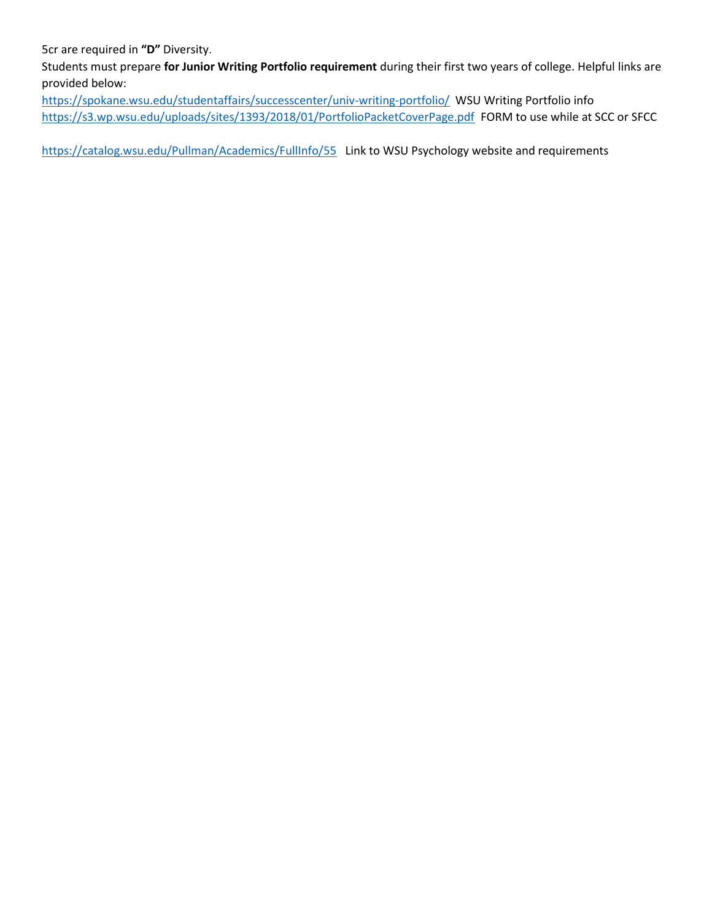5cr are required in **"D"** Diversity.

Students must prepare **for Junior Writing Portfolio requirement** during their first two years of college. Helpful links are provided below:

https://spokane.wsu.edu/studentaffairs/successcenter/univ-writing-portfolio/ WSU Writing Portfolio info
https://s3.wp.wsu.edu/uploads/sites/1393/2018/01/PortfolioPacketCoverPage.pdf FORM to use while at SCC or SFCC

https://catalog.wsu.edu/Pullman/Academics/FullInfo/55 Link to WSU Psychology website and requirements